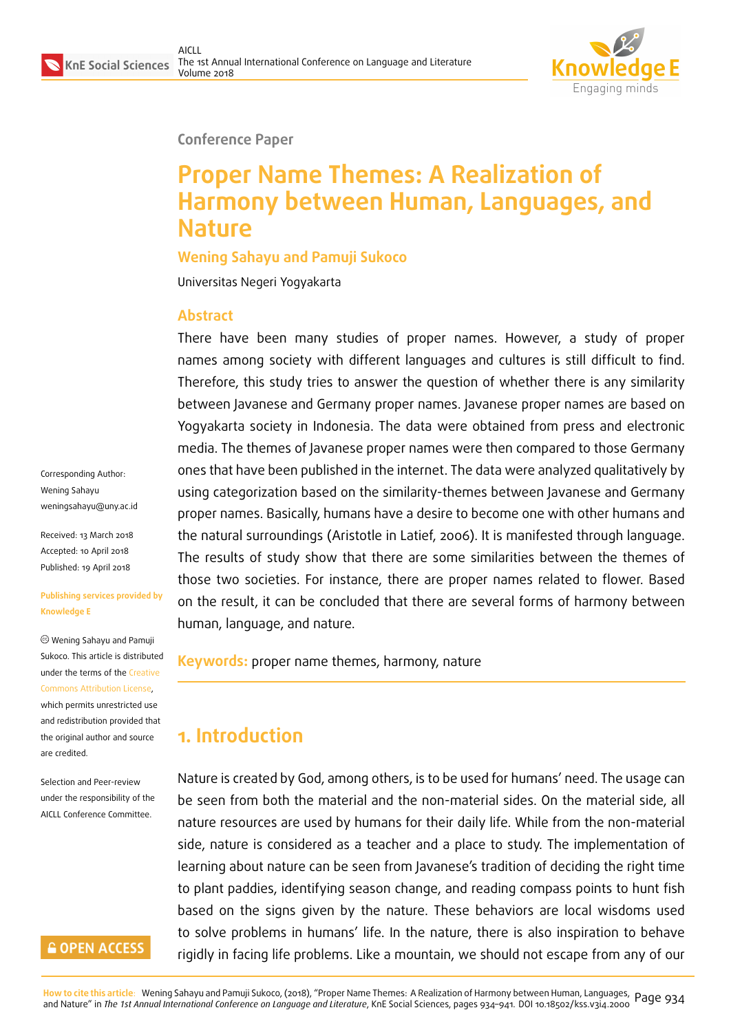Conference Paper

# Proper Name Themes: A Realization of Harmony between Human, Languages, and Nature

**Wening Sahayu and Pamuji Sukoco**

Universitas Negeri Yogyakarta

Corresponding Author: Wening Sahayu weningsahayu@uny.ac.id

Received: 13 March 2018
Accepted: 10 April 2018
Published: 19 April 2018

**Publishing services provided by Knowledge E**

© Wening Sahayu and Pamuji Sukoco. This article is distributed under the terms of the Creative Commons Attribution License, which permits unrestricted use and redistribution provided that the original author and source are credited.

Selection and Peer-review under the responsibility of the AICLL Conference Committee.

## Abstract

There have been many studies of proper names. However, a study of proper names among society with different languages and cultures is still difficult to find. Therefore, this study tries to answer the question of whether there is any similarity between Javanese and Germany proper names. Javanese proper names are based on Yogyakarta society in Indonesia. The data were obtained from press and electronic media. The themes of Javanese proper names were then compared to those Germany ones that have been published in the internet. The data were analyzed qualitatively by using categorization based on the similarity-themes between Javanese and Germany proper names. Basically, humans have a desire to become one with other humans and the natural surroundings (Aristotle in Latief, 2006). It is manifested through language. The results of study show that there are some similarities between the themes of those two societies. For instance, there are proper names related to flower. Based on the result, it can be concluded that there are several forms of harmony between human, language, and nature.

**Keywords:** proper name themes, harmony, nature

## 1. Introduction

Nature is created by God, among others, is to be used for humans' need. The usage can be seen from both the material and the non-material sides. On the material side, all nature resources are used by humans for their daily life. While from the non-material side, nature is considered as a teacher and a place to study. The implementation of learning about nature can be seen from Javanese's tradition of deciding the right time to plant paddies, identifying season change, and reading compass points to hunt fish based on the signs given by the nature. These behaviors are local wisdoms used to solve problems in humans' life. In the nature, there is also inspiration to behave rigidly in facing life problems. Like a mountain, we should not escape from any of our

**How to cite this article:** Wening Sahayu and Pamuji Sukoco, (2018), "Proper Name Themes: A Realization of Harmony between Human, Languages, and Nature" in *The 1st Annual International Conference on Language and Literature*, KnE Social Sciences, pages 934–941. DOI 10.18502/kss.v3i4.2000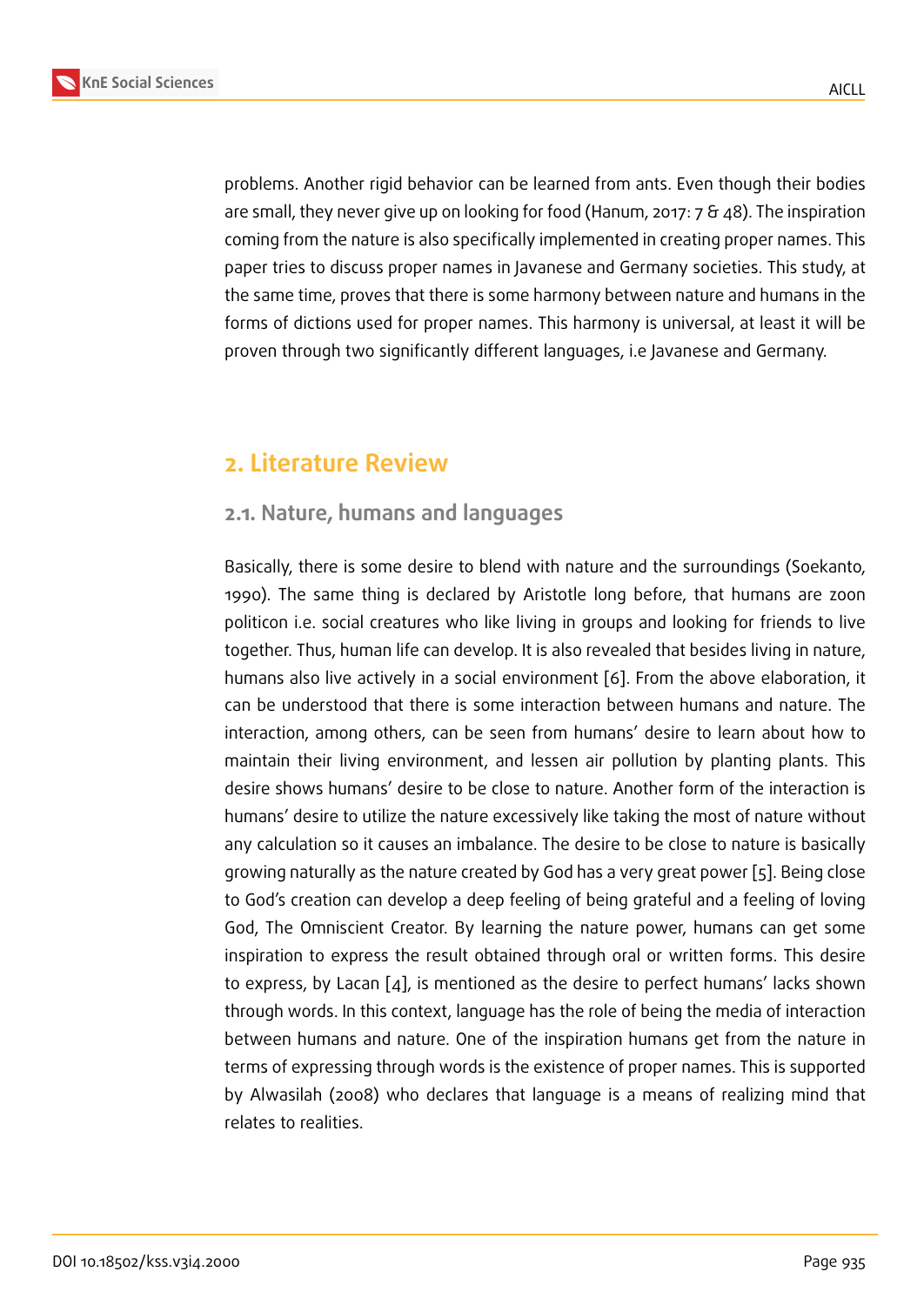problems. Another rigid behavior can be learned from ants. Even though their bodies are small, they never give up on looking for food (Hanum, 2017: 7 & 48). The inspiration coming from the nature is also specifically implemented in creating proper names. This paper tries to discuss proper names in Javanese and Germany societies. This study, at the same time, proves that there is some harmony between nature and humans in the forms of dictions used for proper names. This harmony is universal, at least it will be proven through two significantly different languages, i.e Javanese and Germany.

## 2. Literature Review

### 2.1. Nature, humans and languages

Basically, there is some desire to blend with nature and the surroundings (Soekanto, 1990). The same thing is declared by Aristotle long before, that humans are zoon politicon i.e. social creatures who like living in groups and looking for friends to live together. Thus, human life can develop. It is also revealed that besides living in nature, humans also live actively in a social environment [6]. From the above elaboration, it can be understood that there is some interaction between humans and nature. The interaction, among others, can be seen from humans' desire to learn about how to maintain their living environment, and lessen air pollution by planting plants. This desire shows humans' desire to be close to nature. Another form of the interaction is humans' desire to utilize the nature excessively like taking the most of nature without any calculation so it causes an imbalance. The desire to be close to nature is basically growing naturally as the nature created by God has a very great power [5]. Being close to God's creation can develop a deep feeling of being grateful and a feeling of loving God, The Omniscient Creator. By learning the nature power, humans can get some inspiration to express the result obtained through oral or written forms. This desire to express, by Lacan [4], is mentioned as the desire to perfect humans' lacks shown through words. In this context, language has the role of being the media of interaction between humans and nature. One of the inspiration humans get from the nature in terms of expressing through words is the existence of proper names. This is supported by Alwasilah (2008) who declares that language is a means of realizing mind that relates to realities.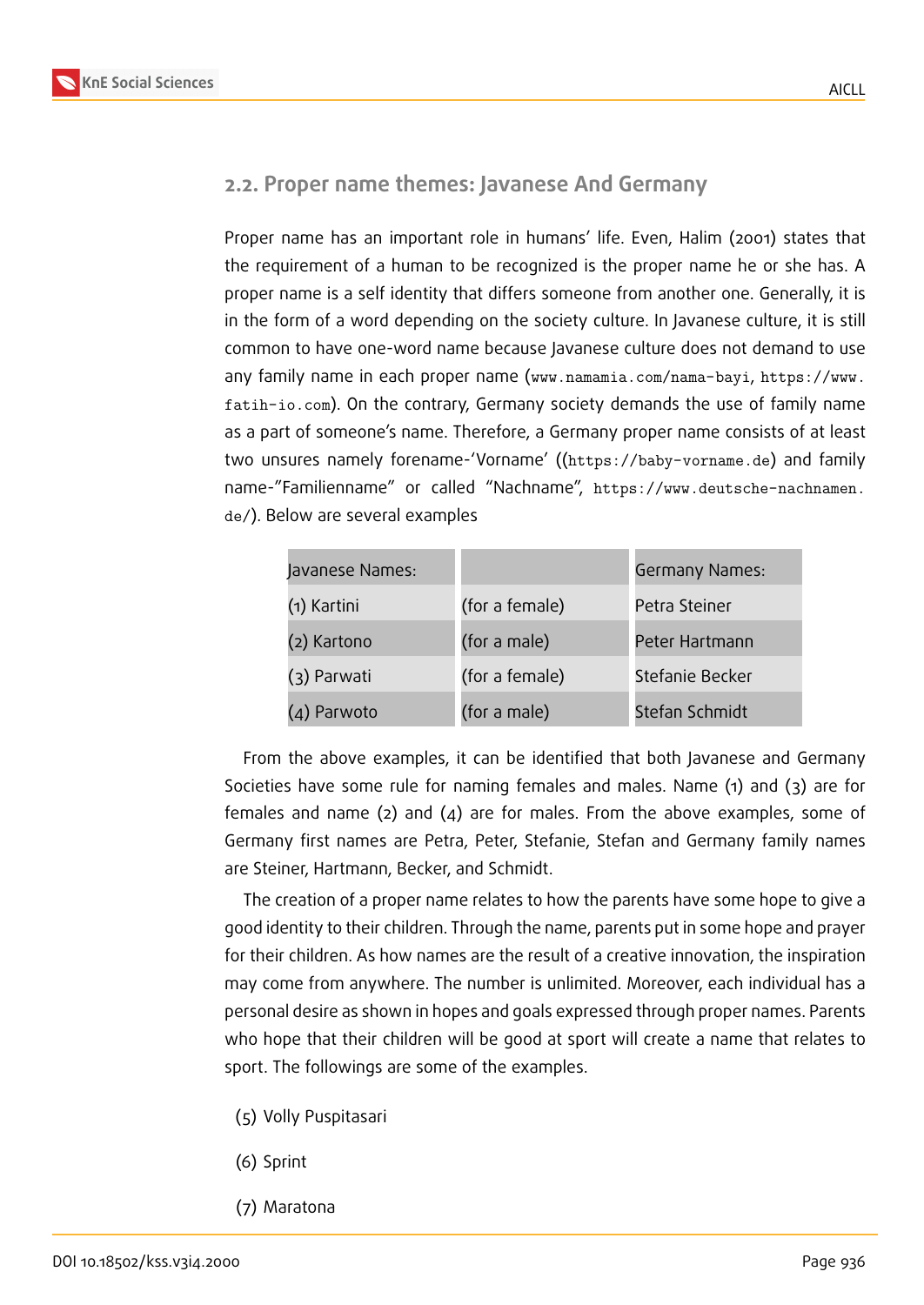## 2.2. Proper name themes: Javanese And Germany

Proper name has an important role in humans' life. Even, Halim (2001) states that the requirement of a human to be recognized is the proper name he or she has. A proper name is a self identity that differs someone from another one. Generally, it is in the form of a word depending on the society culture. In Javanese culture, it is still common to have one-word name because Javanese culture does not demand to use any family name in each proper name (www.namamia.com/nama-bayi, https://www.fatih-io.com). On the contrary, Germany society demands the use of family name as a part of someone's name. Therefore, a Germany proper name consists of at least two unsures namely forename-'Vorname' ((https://baby-vorname.de) and family name-"Familienname" or called "Nachname", https://www.deutsche-nachnamen.de/). Below are several examples

| Javanese Names: | | Germany Names: |
|---|---|---|
| (1) Kartini | (for a female) | Petra Steiner |
| (2) Kartono | (for a male) | Peter Hartmann |
| (3) Parwati | (for a female) | Stefanie Becker |
| (4) Parwoto | (for a male) | Stefan Schmidt |

From the above examples, it can be identified that both Javanese and Germany Societies have some rule for naming females and males. Name (1) and (3) are for females and name (2) and (4) are for males. From the above examples, some of Germany first names are Petra, Peter, Stefanie, Stefan and Germany family names are Steiner, Hartmann, Becker, and Schmidt.

The creation of a proper name relates to how the parents have some hope to give a good identity to their children. Through the name, parents put in some hope and prayer for their children. As how names are the result of a creative innovation, the inspiration may come from anywhere. The number is unlimited. Moreover, each individual has a personal desire as shown in hopes and goals expressed through proper names. Parents who hope that their children will be good at sport will create a name that relates to sport. The followings are some of the examples.

(5) Volly Puspitasari

(6) Sprint

(7) Maratona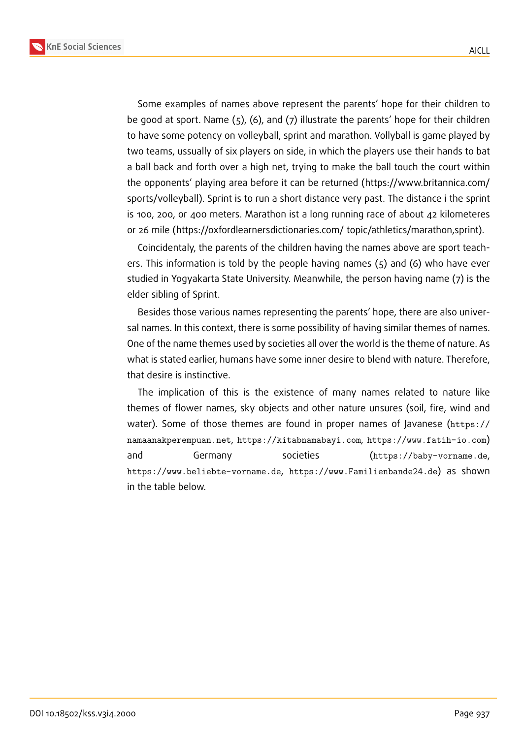Some examples of names above represent the parents' hope for their children to be good at sport. Name (5), (6), and (7) illustrate the parents' hope for their children to have some potency on volleyball, sprint and marathon. Vollyball is game played by two teams, ussually of six players on side, in which the players use their hands to bat a ball back and forth over a high net, trying to make the ball touch the court within the opponents' playing area before it can be returned (https://www.britannica.com/sports/volleyball). Sprint is to run a short distance very past. The distance i the sprint is 100, 200, or 400 meters. Marathon ist a long running race of about 42 kilometeres or 26 mile (https://oxfordlearnersdictionaries.com/ topic/athletics/marathon,sprint).

Coincidentaly, the parents of the children having the names above are sport teachers. This information is told by the people having names (5) and (6) who have ever studied in Yogyakarta State University. Meanwhile, the person having name (7) is the elder sibling of Sprint.

Besides those various names representing the parents' hope, there are also universal names. In this context, there is some possibility of having similar themes of names. One of the name themes used by societies all over the world is the theme of nature. As what is stated earlier, humans have some inner desire to blend with nature. Therefore, that desire is instinctive.

The implication of this is the existence of many names related to nature like themes of flower names, sky objects and other nature unsures (soil, fire, wind and water). Some of those themes are found in proper names of Javanese (https://namaanakperempuan.net, https://kitabnamabayi.com, https://www.fatih-io.com) and Germany societies (https://baby-vorname.de, https://www.beliebte-vorname.de, https://www.Familienbande24.de) as shown in the table below.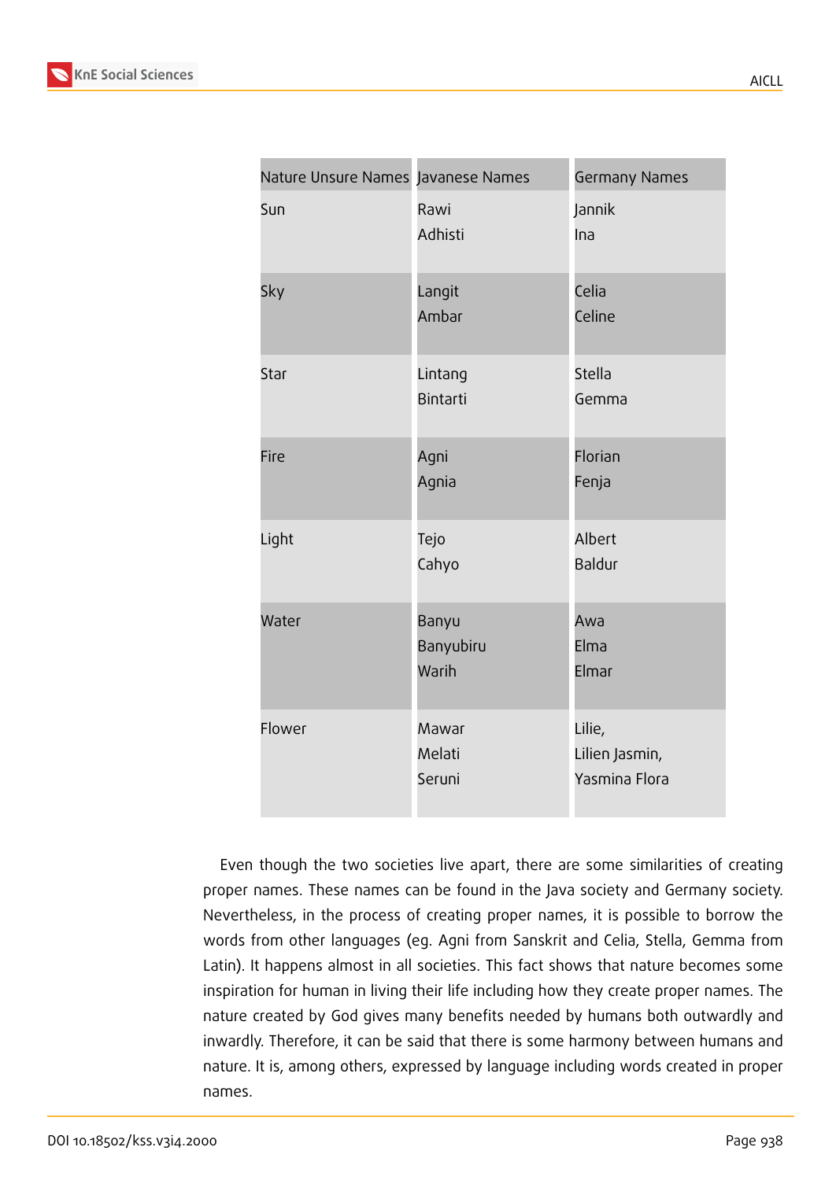| Nature Unsure Names | Javanese Names | Germany Names |
|---|---|---|
| Sun | Rawi<br>Adhisti | Jannik<br>Ina |
| Sky | Langit<br>Ambar | Celia<br>Celine |
| Star | Lintang<br>Bintarti | Stella<br>Gemma |
| Fire | Agni<br>Agnia | Florian<br>Fenja |
| Light | Tejo<br>Cahyo | Albert<br>Baldur |
| Water | Banyu<br>Banyubiru<br>Warih | Awa<br>Elma<br>Elmar |
| Flower | Mawar<br>Melati<br>Seruni | Lilie,<br>Lilien Jasmin,<br>Yasmina Flora |

Even though the two societies live apart, there are some similarities of creating proper names. These names can be found in the Java society and Germany society. Nevertheless, in the process of creating proper names, it is possible to borrow the words from other languages (eg. Agni from Sanskrit and Celia, Stella, Gemma from Latin). It happens almost in all societies. This fact shows that nature becomes some inspiration for human in living their life including how they create proper names. The nature created by God gives many benefits needed by humans both outwardly and inwardly. Therefore, it can be said that there is some harmony between humans and nature. It is, among others, expressed by language including words created in proper names.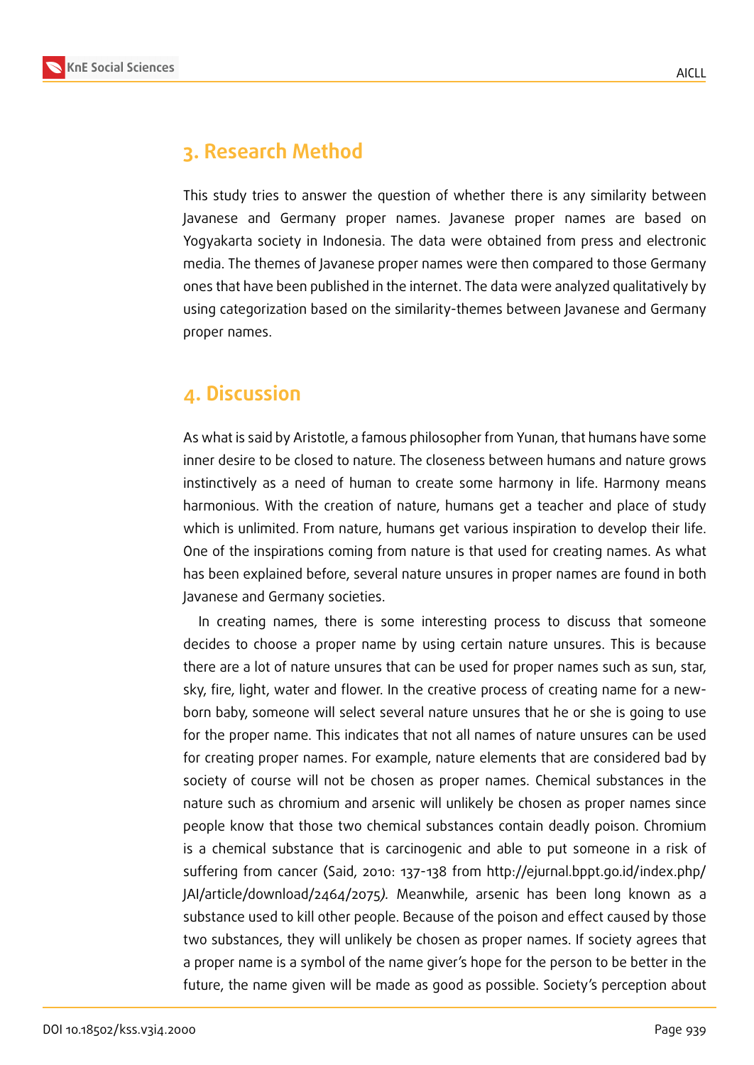## 3. Research Method

This study tries to answer the question of whether there is any similarity between Javanese and Germany proper names. Javanese proper names are based on Yogyakarta society in Indonesia. The data were obtained from press and electronic media. The themes of Javanese proper names were then compared to those Germany ones that have been published in the internet. The data were analyzed qualitatively by using categorization based on the similarity-themes between Javanese and Germany proper names.

## 4. Discussion

As what is said by Aristotle, a famous philosopher from Yunan, that humans have some inner desire to be closed to nature. The closeness between humans and nature grows instinctively as a need of human to create some harmony in life. Harmony means harmonious. With the creation of nature, humans get a teacher and place of study which is unlimited. From nature, humans get various inspiration to develop their life. One of the inspirations coming from nature is that used for creating names. As what has been explained before, several nature unsures in proper names are found in both Javanese and Germany societies.

In creating names, there is some interesting process to discuss that someone decides to choose a proper name by using certain nature unsures. This is because there are a lot of nature unsures that can be used for proper names such as sun, star, sky, fire, light, water and flower. In the creative process of creating name for a new-born baby, someone will select several nature unsures that he or she is going to use for the proper name. This indicates that not all names of nature unsures can be used for creating proper names. For example, nature elements that are considered bad by society of course will not be chosen as proper names. Chemical substances in the nature such as chromium and arsenic will unlikely be chosen as proper names since people know that those two chemical substances contain deadly poison. Chromium is a chemical substance that is carcinogenic and able to put someone in a risk of suffering from cancer (Said, 2010: 137-138 from http://ejurnal.bppt.go.id/index.php/JAI/article/download/2464/2075*).* Meanwhile, arsenic has been long known as a substance used to kill other people. Because of the poison and effect caused by those two substances, they will unlikely be chosen as proper names. If society agrees that a proper name is a symbol of the name giver's hope for the person to be better in the future, the name given will be made as good as possible. Society's perception about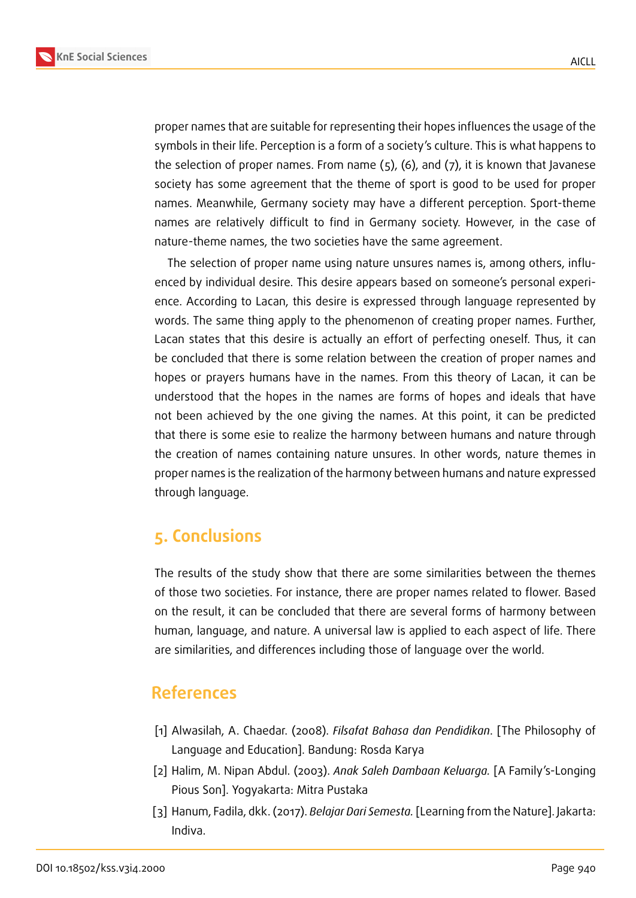proper names that are suitable for representing their hopes influences the usage of the symbols in their life. Perception is a form of a society's culture. This is what happens to the selection of proper names. From name (5), (6), and (7), it is known that Javanese society has some agreement that the theme of sport is good to be used for proper names. Meanwhile, Germany society may have a different perception. Sport-theme names are relatively difficult to find in Germany society. However, in the case of nature-theme names, the two societies have the same agreement.

The selection of proper name using nature unsures names is, among others, influenced by individual desire. This desire appears based on someone's personal experience. According to Lacan, this desire is expressed through language represented by words. The same thing apply to the phenomenon of creating proper names. Further, Lacan states that this desire is actually an effort of perfecting oneself. Thus, it can be concluded that there is some relation between the creation of proper names and hopes or prayers humans have in the names. From this theory of Lacan, it can be understood that the hopes in the names are forms of hopes and ideals that have not been achieved by the one giving the names. At this point, it can be predicted that there is some esie to realize the harmony between humans and nature through the creation of names containing nature unsures. In other words, nature themes in proper names is the realization of the harmony between humans and nature expressed through language.

## 5. Conclusions

The results of the study show that there are some similarities between the themes of those two societies. For instance, there are proper names related to flower. Based on the result, it can be concluded that there are several forms of harmony between human, language, and nature. A universal law is applied to each aspect of life. There are similarities, and differences including those of language over the world.

## References

[1] Alwasilah, A. Chaedar. (2008). *Filsafat Bahasa dan Pendidikan*. [The Philosophy of Language and Education]. Bandung: Rosda Karya

[2] Halim, M. Nipan Abdul. (2003). *Anak Saleh Dambaan Keluarga.* [A Family's-Longing Pious Son]. Yogyakarta: Mitra Pustaka

[3] Hanum, Fadila, dkk. (2017). *Belajar Dari Semesta.* [Learning from the Nature]. Jakarta: Indiva.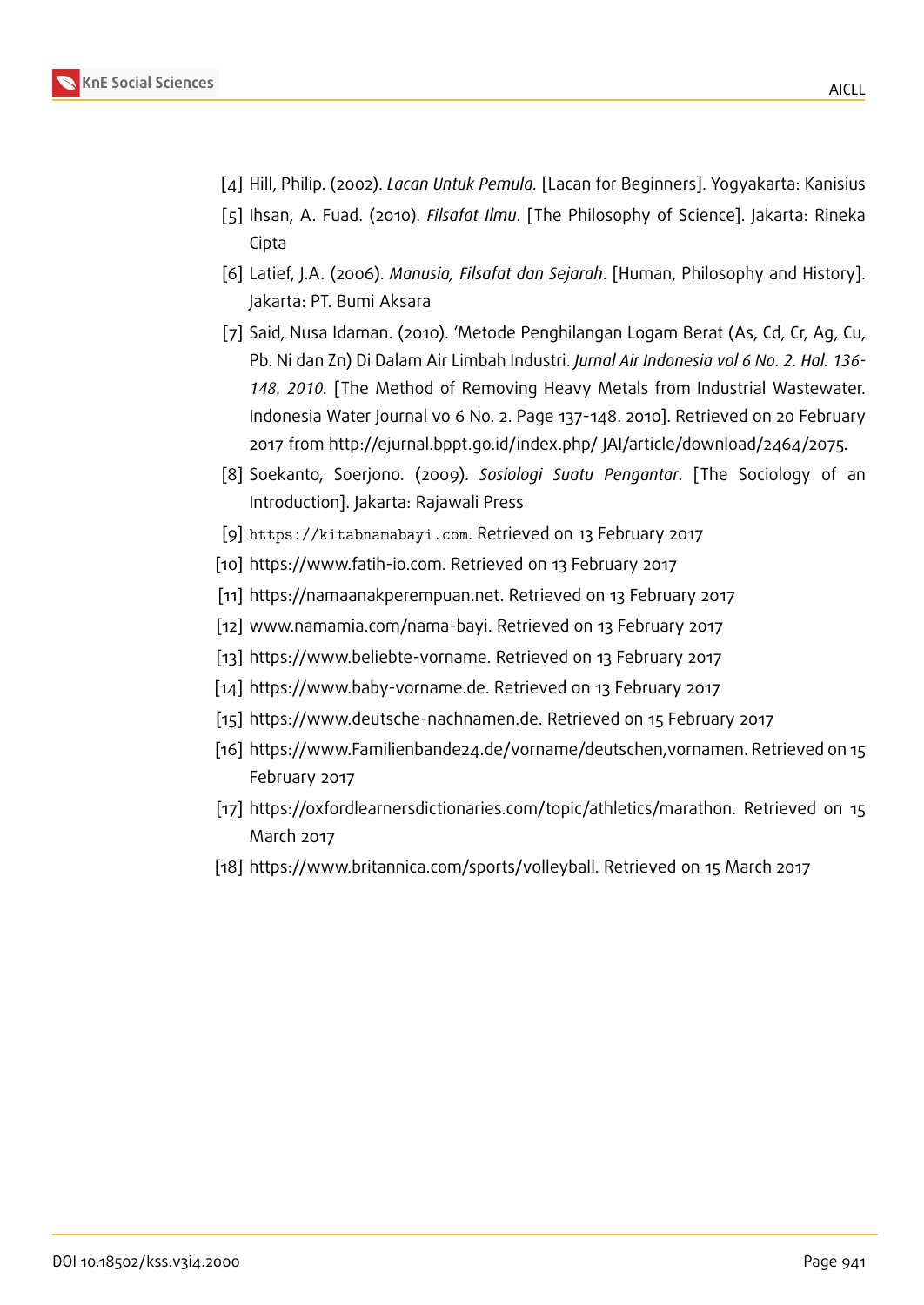[4] Hill, Philip. (2002). *Lacan Untuk Pemula.* [Lacan for Beginners]. Yogyakarta: Kanisius

[5] Ihsan, A. Fuad. (2010). *Filsafat Ilmu*. [The Philosophy of Science]. Jakarta: Rineka Cipta

[6] Latief, J.A. (2006). *Manusia, Filsafat dan Sejarah*. [Human, Philosophy and History]. Jakarta: PT. Bumi Aksara

[7] Said, Nusa Idaman. (2010). 'Metode Penghilangan Logam Berat (As, Cd, Cr, Ag, Cu, Pb. Ni dan Zn) Di Dalam Air Limbah Industri. *Jurnal Air Indonesia vol 6 No. 2. Hal. 136-148. 2010.* [The Method of Removing Heavy Metals from Industrial Wastewater. Indonesia Water Journal vo 6 No. 2. Page 137-148. 2010]. Retrieved on 20 February 2017 from http://ejurnal.bppt.go.id/index.php/ JAI/article/download/2464/2075.

[8] Soekanto, Soerjono. (2009). *Sosiologi Suatu Pengantar*. [The Sociology of an Introduction]. Jakarta: Rajawali Press

[9] https://kitabnamabayi.com. Retrieved on 13 February 2017

[10] https://www.fatih-io.com. Retrieved on 13 February 2017

[11] https://namaanakperempuan.net. Retrieved on 13 February 2017

[12] www.namamia.com/nama-bayi. Retrieved on 13 February 2017

[13] https://www.beliebte-vorname. Retrieved on 13 February 2017

[14] https://www.baby-vorname.de. Retrieved on 13 February 2017

[15] https://www.deutsche-nachnamen.de. Retrieved on 15 February 2017

[16] https://www.Familienbande24.de/vorname/deutschen,vornamen. Retrieved on 15 February 2017

[17] https://oxfordlearnersdictionaries.com/topic/athletics/marathon. Retrieved on 15 March 2017

[18] https://www.britannica.com/sports/volleyball. Retrieved on 15 March 2017